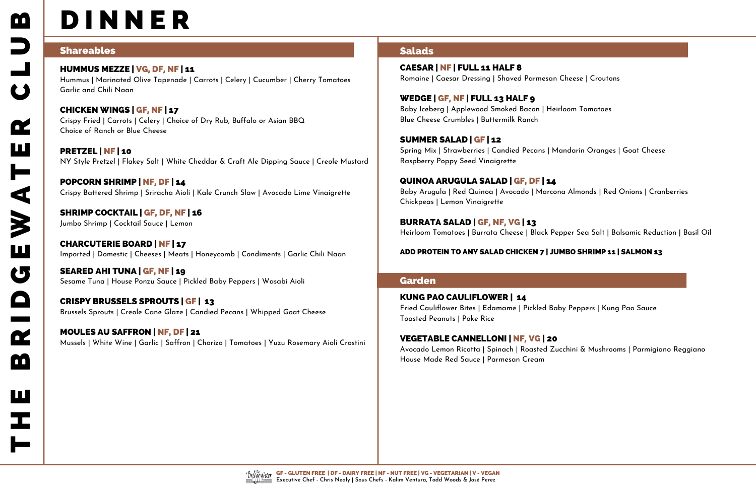# THE BRIDGEWATER CLUB

# DINNER

## Shareables

**HUMMUS MEZZE | VG, DF, NF | 11**
Hummus | Marinated Olive Tapenade | Carrots | Celery | Cucumber | Cherry Tomatoes
Garlic and Chili Naan

**CHICKEN WINGS | GF, NF | 17**
Crispy Fried | Carrots | Celery | Choice of Dry Rub, Buffalo or Asian BBQ
Choice of Ranch or Blue Cheese

**PRETZEL | NF | 10**
NY Style Pretzel | Flakey Salt | White Cheddar & Craft Ale Dipping Sauce | Creole Mustard

**POPCORN SHRIMP | NF, DF | 14**
Crispy Battered Shrimp | Sriracha Aioli | Kale Crunch Slaw | Avocado Lime Vinaigrette

**SHRIMP COCKTAIL | GF, DF, NF | 16**
Jumbo Shrimp | Cocktail Sauce | Lemon

**CHARCUTERIE BOARD | NF | 17**
Imported | Domestic | Cheeses | Meats | Honeycomb | Condiments | Garlic Chili Naan

**SEARED AHI TUNA | GF, NF | 19**
Sesame Tuna | House Ponzu Sauce | Pickled Baby Peppers | Wasabi Aioli

**CRISPY BRUSSELS SPROUTS | GF | 13**
Brussels Sprouts | Creole Cane Glaze | Candied Pecans | Whipped Goat Cheese

**MOULES AU SAFFRON | NF, DF | 21**
Mussels | White Wine | Garlic | Saffron | Chorizo | Tomatoes | Yuzu Rosemary Aioli Crostini

## Salads

**CAESAR | NF | FULL 11 HALF 8**
Romaine | Caesar Dressing | Shaved Parmesan Cheese | Croutons

**WEDGE | GF, NF | FULL 13 HALF 9**
Baby Iceberg | Applewood Smoked Bacon | Heirloom Tomatoes
Blue Cheese Crumbles | Buttermilk Ranch

**SUMMER SALAD | GF | 12**
Spring Mix | Strawberries | Candied Pecans | Mandarin Oranges | Goat Cheese
Raspberry Poppy Seed Vinaigrette

**QUINOA ARUGULA SALAD | GF, DF | 14**
Baby Arugula | Red Quinoa | Avocado | Marcona Almonds | Red Onions | Cranberries
Chickpeas | Lemon Vinaigrette

**BURRATA SALAD | GF, NF, VG | 13**
Heirloom Tomatoes | Burrata Cheese | Black Pepper Sea Salt | Balsamic Reduction | Basil Oil

**ADD PROTEIN TO ANY SALAD CHICKEN 7 | JUMBO SHRIMP 11 | SALMON 13**

## Garden

**KUNG PAO CAULIFLOWER | 14**
Fried Cauliflower Bites | Edamame | Pickled Baby Peppers | Kung Pao Sauce
Toasted Peanuts | Poke Rice

**VEGETABLE CANNELLONI | NF, VG | 20**
Avocado Lemon Ricotta | Spinach | Roasted Zucchini & Mushrooms | Parmigiano Reggiano
House Made Red Sauce | Parmesan Cream

GF - GLUTEN FREE | DF - DAIRY FREE | NF - NUT FREE | VG - VEGETARIAN | V - VEGAN
Executive Chef - Chris Nealy | Sous Chefs - Kalim Ventura, Todd Woods & José Perez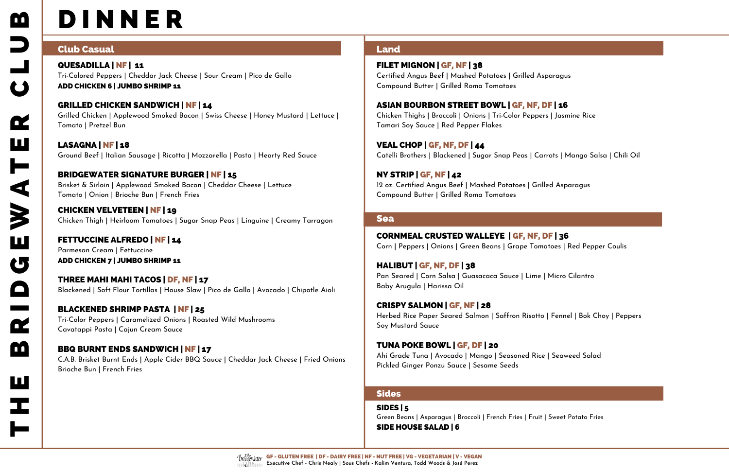# DINNER

THE BRIDGEWATER CLUB

## Club Casual

**QUESADILLA | NF | 11**
Tri-Colored Peppers | Cheddar Jack Cheese | Sour Cream | Pico de Gallo
**ADD CHICKEN 6 | JUMBO SHRIMP 11**

**GRILLED CHICKEN SANDWICH | NF | 14**
Grilled Chicken | Applewood Smoked Bacon | Swiss Cheese | Honey Mustard | Lettuce | Tomato | Pretzel Bun

**LASAGNA | NF | 18**
Ground Beef | Italian Sausage | Ricotta | Mozzarella | Pasta | Hearty Red Sauce

**BRIDGEWATER SIGNATURE BURGER | NF | 15**
Brisket & Sirloin | Applewood Smoked Bacon | Cheddar Cheese | Lettuce
Tomato | Onion | Brioche Bun | French Fries

**CHICKEN VELVETEEN | NF | 19**
Chicken Thigh | Heirloom Tomatoes | Sugar Snap Peas | Linguine | Creamy Tarragon

**FETTUCCINE ALFREDO | NF | 14**
Parmesan Cream | Fettuccine
**ADD CHICKEN 7 | JUMBO SHRIMP 11**

**THREE MAHI MAHI TACOS | DF, NF | 17**
Blackened | Soft Flour Tortillas | House Slaw | Pico de Gallo | Avocado | Chipotle Aioli

**BLACKENED SHRIMP PASTA | NF | 25**
Tri-Color Peppers | Caramelized Onions | Roasted Wild Mushrooms
Cavatappi Pasta | Cajun Cream Sauce

**BBQ BURNT ENDS SANDWICH | NF | 17**
C.A.B. Brisket Burnt Ends | Apple Cider BBQ Sauce | Cheddar Jack Cheese | Fried Onions
Brioche Bun | French Fries

## Land

**FILET MIGNON | GF, NF | 38**
Certified Angus Beef | Mashed Potatoes | Grilled Asparagus
Compound Butter | Grilled Roma Tomatoes

**ASIAN BOURBON STREET BOWL | GF, NF, DF | 16**
Chicken Thighs | Broccoli | Onions | Tri-Color Peppers | Jasmine Rice
Tamari Soy Sauce | Red Pepper Flakes

**VEAL CHOP | GF, NF, DF | 44**
Catelli Brothers | Blackened | Sugar Snap Peas | Carrots | Mango Salsa | Chili Oil

**NY STRIP | GF, NF | 42**
12 oz. Certified Angus Beef | Mashed Potatoes | Grilled Asparagus
Compound Butter | Grilled Roma Tomatoes

## Sea

**CORNMEAL CRUSTED WALLEYE | GF, NF, DF | 36**
Corn | Peppers | Onions | Green Beans | Grape Tomatoes | Red Pepper Coulis

**HALIBUT | GF, NF, DF | 38**
Pan Seared | Corn Salsa | Guasacaca Sauce | Lime | Micro Cilantro
Baby Arugula | Harissa Oil

**CRISPY SALMON | GF, NF | 28**
Herbed Rice Paper Seared Salmon | Saffron Risotto | Fennel | Bok Choy | Peppers
Soy Mustard Sauce

**TUNA POKE BOWL | GF, DF | 20**
Ahi Grade Tuna | Avocado | Mango | Seasoned Rice | Seaweed Salad
Pickled Ginger Ponzu Sauce | Sesame Seeds

## Sides

**SIDES | 5**
Green Beans | Asparagus | Broccoli | French Fries | Fruit | Sweet Potato Fries
**SIDE HOUSE SALAD | 6**

GF - GLUTEN FREE | DF - DAIRY FREE | NF - NUT FREE | VG - VEGETARIAN | V - VEGAN
Executive Chef - Chris Nealy | Sous Chefs - Kalim Ventura, Todd Woods & José Perez